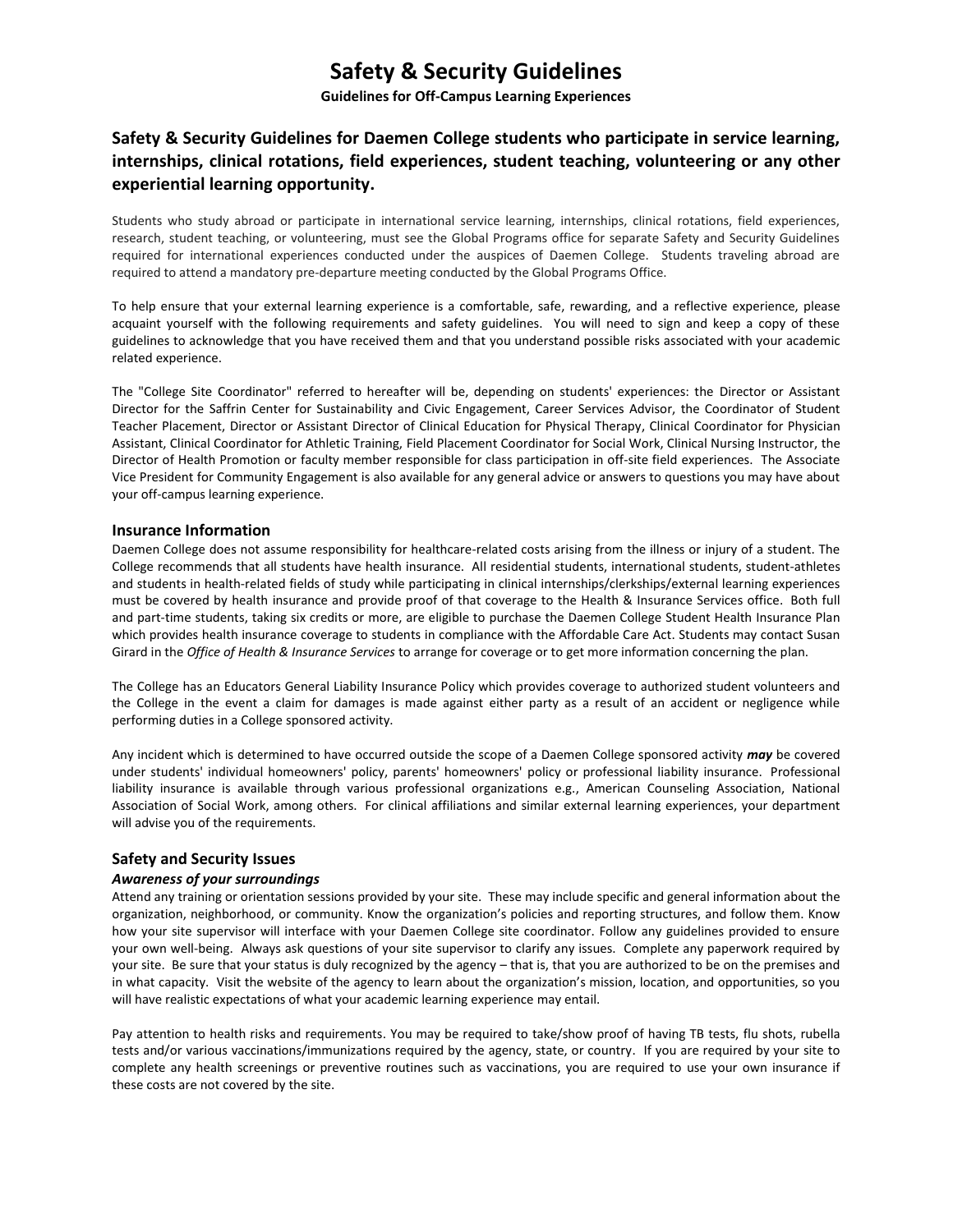# Safety & Security Guidelines

**Guidelines for Off-Campus Learning Experiences**

## Safety & Security Guidelines for Daemen College students who participate in service learning, internships, clinical rotations, field experiences, student teaching, volunteering or any other experiential learning opportunity.

Students who study abroad or participate in international service learning, internships, clinical rotations, field experiences, research, student teaching, or volunteering, must see the Global Programs office for separate Safety and Security Guidelines required for international experiences conducted under the auspices of Daemen College. Students traveling abroad are required to attend a mandatory pre-departure meeting conducted by the Global Programs Office.

To help ensure that your external learning experience is a comfortable, safe, rewarding, and a reflective experience, please acquaint yourself with the following requirements and safety guidelines. You will need to sign and keep a copy of these guidelines to acknowledge that you have received them and that you understand possible risks associated with your academic related experience.

The "College Site Coordinator" referred to hereafter will be, depending on students' experiences: the Director or Assistant Director for the Saffrin Center for Sustainability and Civic Engagement, Career Services Advisor, the Coordinator of Student Teacher Placement, Director or Assistant Director of Clinical Education for Physical Therapy, Clinical Coordinator for Physician Assistant, Clinical Coordinator for Athletic Training, Field Placement Coordinator for Social Work, Clinical Nursing Instructor, the Director of Health Promotion or faculty member responsible for class participation in off-site field experiences. The Associate Vice President for Community Engagement is also available for any general advice or answers to questions you may have about your off-campus learning experience.

### Insurance Information

Daemen College does not assume responsibility for healthcare-related costs arising from the illness or injury of a student. The College recommends that all students have health insurance. All residential students, international students, student-athletes and students in health-related fields of study while participating in clinical internships/clerkships/external learning experiences must be covered by health insurance and provide proof of that coverage to the Health & Insurance Services office. Both full and part-time students, taking six credits or more, are eligible to purchase the Daemen College Student Health Insurance Plan which provides health insurance coverage to students in compliance with the Affordable Care Act. Students may contact Susan Girard in the *Office of Health & Insurance Services* to arrange for coverage or to get more information concerning the plan.

The College has an Educators General Liability Insurance Policy which provides coverage to authorized student volunteers and the College in the event a claim for damages is made against either party as a result of an accident or negligence while performing duties in a College sponsored activity.

Any incident which is determined to have occurred outside the scope of a Daemen College sponsored activity ***may*** be covered under students' individual homeowners' policy, parents' homeowners' policy or professional liability insurance. Professional liability insurance is available through various professional organizations e.g., American Counseling Association, National Association of Social Work, among others. For clinical affiliations and similar external learning experiences, your department will advise you of the requirements.

### Safety and Security Issues

#### *Awareness of your surroundings*

Attend any training or orientation sessions provided by your site. These may include specific and general information about the organization, neighborhood, or community. Know the organization's policies and reporting structures, and follow them. Know how your site supervisor will interface with your Daemen College site coordinator. Follow any guidelines provided to ensure your own well-being. Always ask questions of your site supervisor to clarify any issues. Complete any paperwork required by your site. Be sure that your status is duly recognized by the agency – that is, that you are authorized to be on the premises and in what capacity. Visit the website of the agency to learn about the organization's mission, location, and opportunities, so you will have realistic expectations of what your academic learning experience may entail.

Pay attention to health risks and requirements. You may be required to take/show proof of having TB tests, flu shots, rubella tests and/or various vaccinations/immunizations required by the agency, state, or country. If you are required by your site to complete any health screenings or preventive routines such as vaccinations, you are required to use your own insurance if these costs are not covered by the site.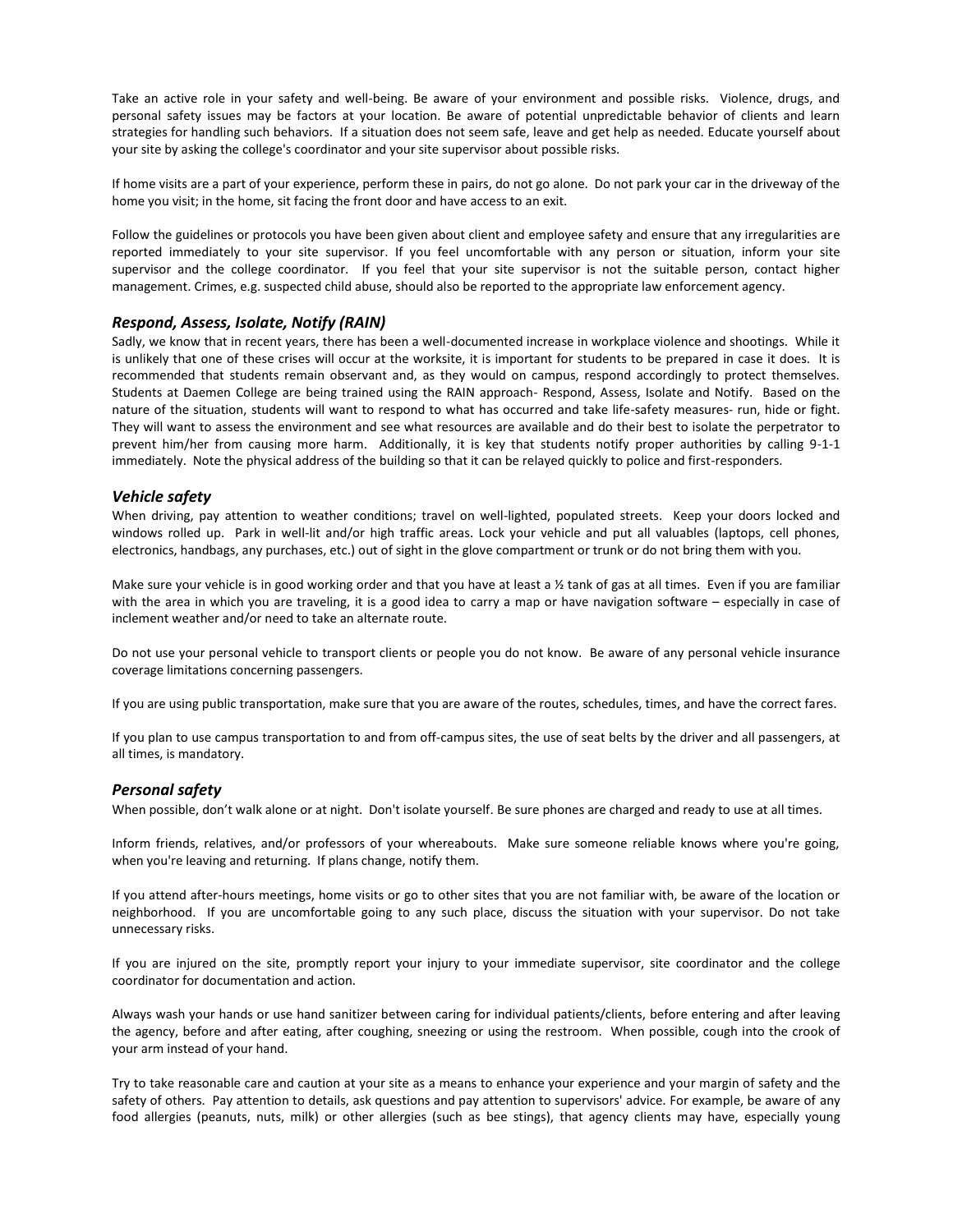Take an active role in your safety and well-being. Be aware of your environment and possible risks. Violence, drugs, and personal safety issues may be factors at your location. Be aware of potential unpredictable behavior of clients and learn strategies for handling such behaviors. If a situation does not seem safe, leave and get help as needed. Educate yourself about your site by asking the college's coordinator and your site supervisor about possible risks.

If home visits are a part of your experience, perform these in pairs, do not go alone. Do not park your car in the driveway of the home you visit; in the home, sit facing the front door and have access to an exit.

Follow the guidelines or protocols you have been given about client and employee safety and ensure that any irregularities are reported immediately to your site supervisor. If you feel uncomfortable with any person or situation, inform your site supervisor and the college coordinator. If you feel that your site supervisor is not the suitable person, contact higher management. Crimes, e.g. suspected child abuse, should also be reported to the appropriate law enforcement agency.

### *Respond, Assess, Isolate, Notify (RAIN)*

Sadly, we know that in recent years, there has been a well-documented increase in workplace violence and shootings. While it is unlikely that one of these crises will occur at the worksite, it is important for students to be prepared in case it does. It is recommended that students remain observant and, as they would on campus, respond accordingly to protect themselves. Students at Daemen College are being trained using the RAIN approach- Respond, Assess, Isolate and Notify. Based on the nature of the situation, students will want to respond to what has occurred and take life-safety measures- run, hide or fight. They will want to assess the environment and see what resources are available and do their best to isolate the perpetrator to prevent him/her from causing more harm. Additionally, it is key that students notify proper authorities by calling 9-1-1 immediately. Note the physical address of the building so that it can be relayed quickly to police and first-responders.

### *Vehicle safety*

When driving, pay attention to weather conditions; travel on well-lighted, populated streets. Keep your doors locked and windows rolled up. Park in well-lit and/or high traffic areas. Lock your vehicle and put all valuables (laptops, cell phones, electronics, handbags, any purchases, etc.) out of sight in the glove compartment or trunk or do not bring them with you.

Make sure your vehicle is in good working order and that you have at least a ½ tank of gas at all times. Even if you are familiar with the area in which you are traveling, it is a good idea to carry a map or have navigation software – especially in case of inclement weather and/or need to take an alternate route.

Do not use your personal vehicle to transport clients or people you do not know. Be aware of any personal vehicle insurance coverage limitations concerning passengers.

If you are using public transportation, make sure that you are aware of the routes, schedules, times, and have the correct fares.

If you plan to use campus transportation to and from off-campus sites, the use of seat belts by the driver and all passengers, at all times, is mandatory.

### *Personal safety*

When possible, don't walk alone or at night. Don't isolate yourself. Be sure phones are charged and ready to use at all times.

Inform friends, relatives, and/or professors of your whereabouts. Make sure someone reliable knows where you're going, when you're leaving and returning. If plans change, notify them.

If you attend after-hours meetings, home visits or go to other sites that you are not familiar with, be aware of the location or neighborhood. If you are uncomfortable going to any such place, discuss the situation with your supervisor. Do not take unnecessary risks.

If you are injured on the site, promptly report your injury to your immediate supervisor, site coordinator and the college coordinator for documentation and action.

Always wash your hands or use hand sanitizer between caring for individual patients/clients, before entering and after leaving the agency, before and after eating, after coughing, sneezing or using the restroom. When possible, cough into the crook of your arm instead of your hand.

Try to take reasonable care and caution at your site as a means to enhance your experience and your margin of safety and the safety of others. Pay attention to details, ask questions and pay attention to supervisors' advice. For example, be aware of any food allergies (peanuts, nuts, milk) or other allergies (such as bee stings), that agency clients may have, especially young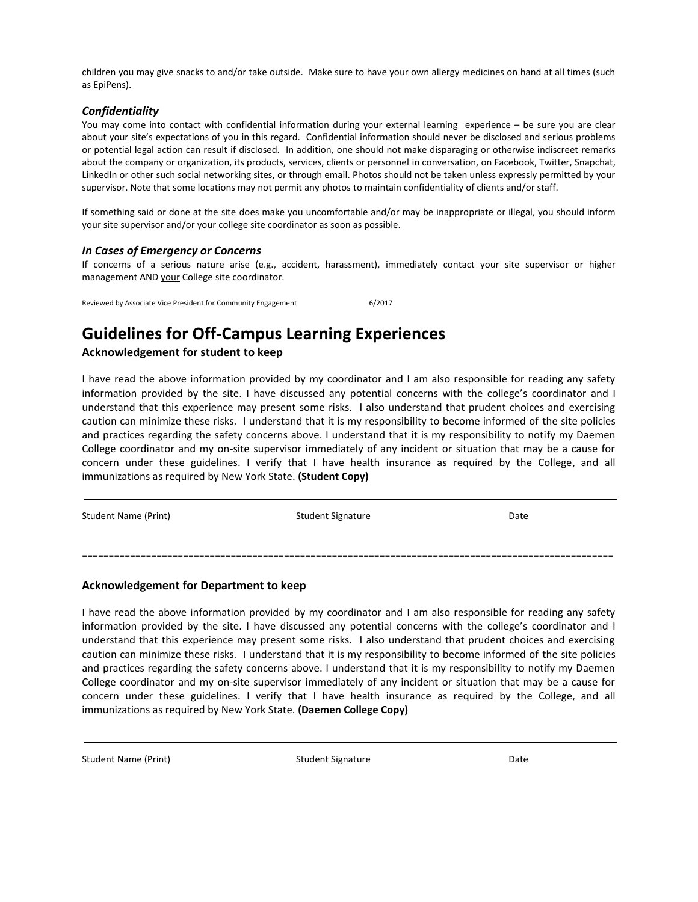children you may give snacks to and/or take outside. Make sure to have your own allergy medicines on hand at all times (such as EpiPens).

### *Confidentiality*

You may come into contact with confidential information during your external learning experience – be sure you are clear about your site's expectations of you in this regard. Confidential information should never be disclosed and serious problems or potential legal action can result if disclosed. In addition, one should not make disparaging or otherwise indiscreet remarks about the company or organization, its products, services, clients or personnel in conversation, on Facebook, Twitter, Snapchat, LinkedIn or other such social networking sites, or through email. Photos should not be taken unless expressly permitted by your supervisor. Note that some locations may not permit any photos to maintain confidentiality of clients and/or staff.

If something said or done at the site does make you uncomfortable and/or may be inappropriate or illegal, you should inform your site supervisor and/or your college site coordinator as soon as possible.

### *In Cases of Emergency or Concerns*

If concerns of a serious nature arise (e.g., accident, harassment), immediately contact your site supervisor or higher management AND your College site coordinator.

Reviewed by Associate Vice President for Community Engagement 6/2017

# Guidelines for Off-Campus Learning Experiences

### Acknowledgement for student to keep

I have read the above information provided by my coordinator and I am also responsible for reading any safety information provided by the site. I have discussed any potential concerns with the college's coordinator and I understand that this experience may present some risks. I also understand that prudent choices and exercising caution can minimize these risks. I understand that it is my responsibility to become informed of the site policies and practices regarding the safety concerns above. I understand that it is my responsibility to notify my Daemen College coordinator and my on-site supervisor immediately of any incident or situation that may be a cause for concern under these guidelines. I verify that I have health insurance as required by the College, and all immunizations as required by New York State. **(Student Copy)**

Student Name (Print) Student Signature Date

---------------------------------------------------------------------------------------------------------

### Acknowledgement for Department to keep

I have read the above information provided by my coordinator and I am also responsible for reading any safety information provided by the site. I have discussed any potential concerns with the college's coordinator and I understand that this experience may present some risks. I also understand that prudent choices and exercising caution can minimize these risks. I understand that it is my responsibility to become informed of the site policies and practices regarding the safety concerns above. I understand that it is my responsibility to notify my Daemen College coordinator and my on-site supervisor immediately of any incident or situation that may be a cause for concern under these guidelines. I verify that I have health insurance as required by the College, and all immunizations as required by New York State. **(Daemen College Copy)**

Student Name (Print) Student Signature Date